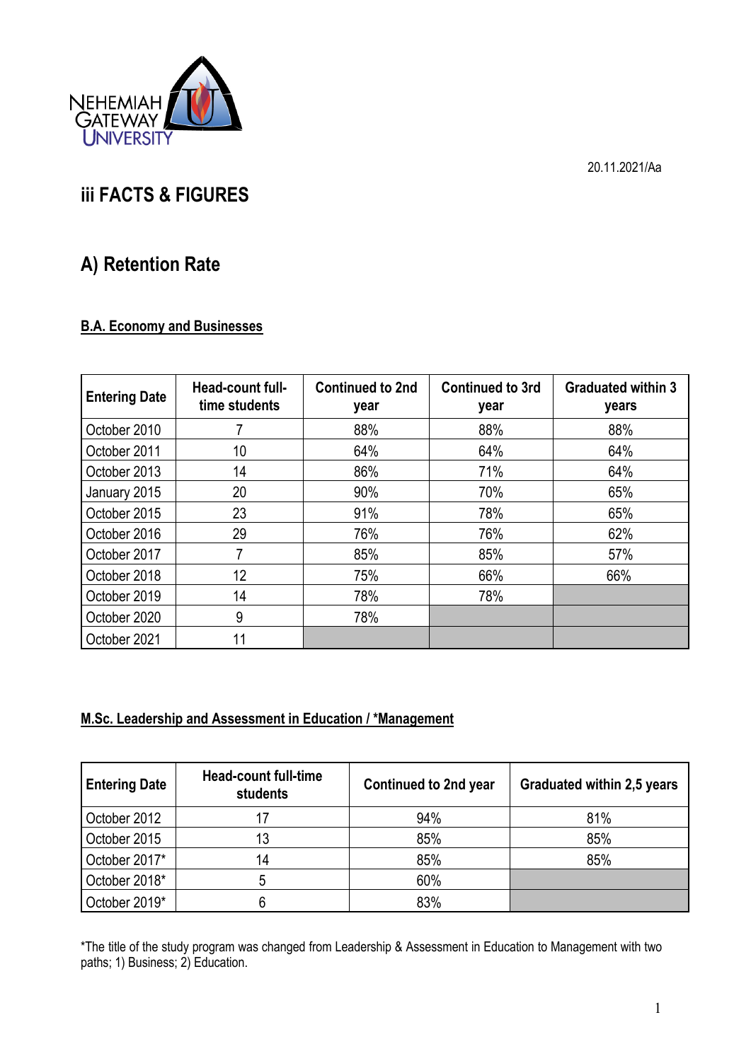NEHEMIAH GATEWAY UNIVERSITY

20.11.2021/Aa

# iii FACTS & FIGURES

## A) Retention Rate

**B.A. Economy and Businesses**

| Entering Date | Head-count full-time students | Continued to 2nd year | Continued to 3rd year | Graduated within 3 years |
|---|---|---|---|---|
| October 2010 | 7 | 88% | 88% | 88% |
| October 2011 | 10 | 64% | 64% | 64% |
| October 2013 | 14 | 86% | 71% | 64% |
| January 2015 | 20 | 90% | 70% | 65% |
| October 2015 | 23 | 91% | 78% | 65% |
| October 2016 | 29 | 76% | 76% | 62% |
| October 2017 | 7 | 85% | 85% | 57% |
| October 2018 | 12 | 75% | 66% | 66% |
| October 2019 | 14 | 78% | 78% | |
| October 2020 | 9 | 78% | | |
| October 2021 | 11 | | | |

**M.Sc. Leadership and Assessment in Education / *Management**

| Entering Date | Head-count full-time students | Continued to 2nd year | Graduated within 2,5 years |
|---|---|---|---|
| October 2012 | 17 | 94% | 81% |
| October 2015 | 13 | 85% | 85% |
| October 2017* | 14 | 85% | 85% |
| October 2018* | 5 | 60% | |
| October 2019* | 6 | 83% | |

*The title of the study program was changed from Leadership & Assessment in Education to Management with two paths; 1) Business; 2) Education.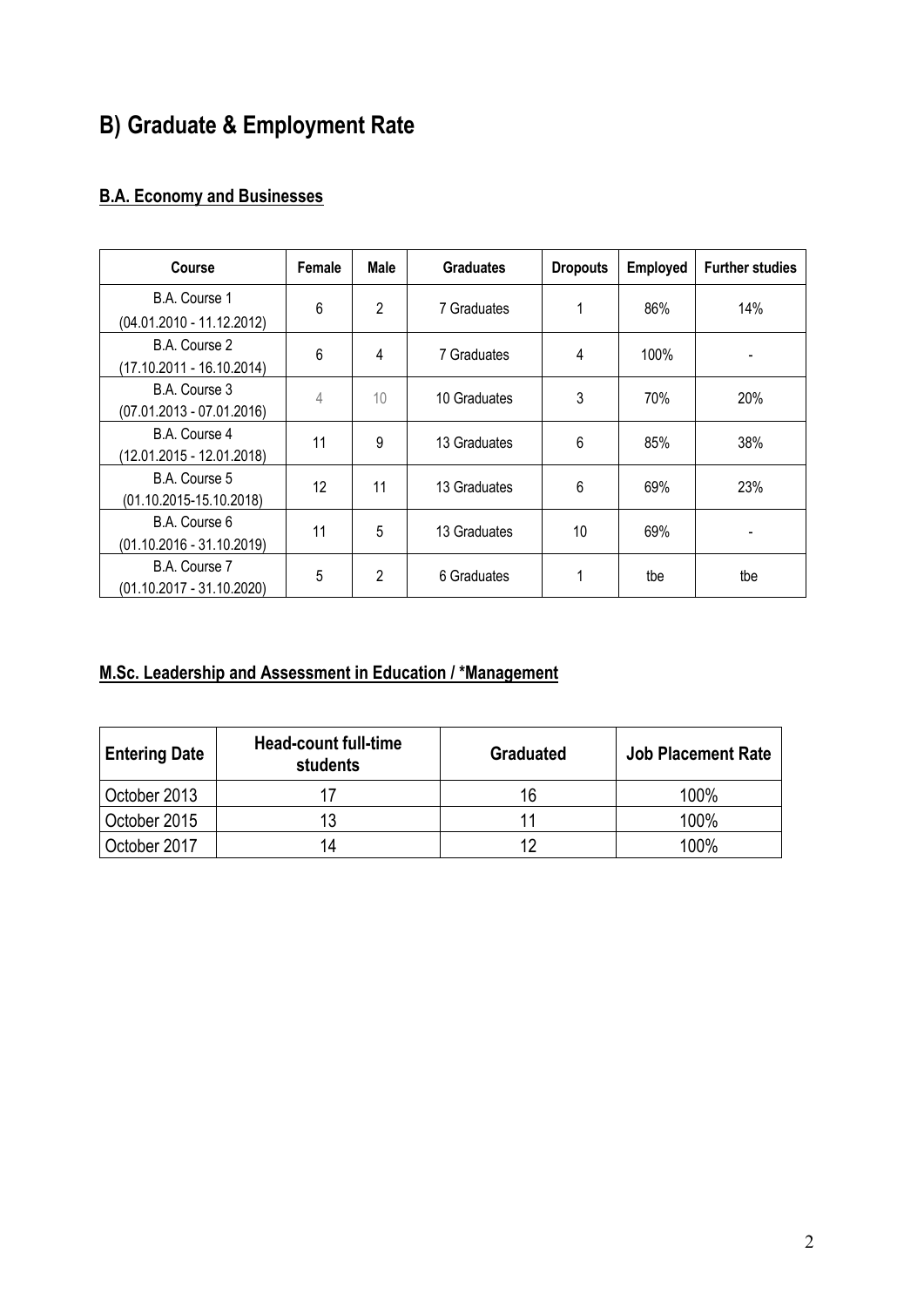# B) Graduate & Employment Rate

## B.A. Economy and Businesses

| Course | Female | Male | Graduates | Dropouts | Employed | Further studies |
|---|---|---|---|---|---|---|
| B.A. Course 1 (04.01.2010 - 11.12.2012) | 6 | 2 | 7 Graduates | 1 | 86% | 14% |
| B.A. Course 2 (17.10.2011 - 16.10.2014) | 6 | 4 | 7 Graduates | 4 | 100% | - |
| B.A. Course 3 (07.01.2013 - 07.01.2016) | 4 | 10 | 10 Graduates | 3 | 70% | 20% |
| B.A. Course 4 (12.01.2015 - 12.01.2018) | 11 | 9 | 13 Graduates | 6 | 85% | 38% |
| B.A. Course 5 (01.10.2015-15.10.2018) | 12 | 11 | 13 Graduates | 6 | 69% | 23% |
| B.A. Course 6 (01.10.2016 - 31.10.2019) | 11 | 5 | 13 Graduates | 10 | 69% | - |
| B.A. Course 7 (01.10.2017 - 31.10.2020) | 5 | 2 | 6 Graduates | 1 | tbe | tbe |

## M.Sc. Leadership and Assessment in Education / *Management

| Entering Date | Head-count full-time students | Graduated | Job Placement Rate |
|---|---|---|---|
| October 2013 | 17 | 16 | 100% |
| October 2015 | 13 | 11 | 100% |
| October 2017 | 14 | 12 | 100% |